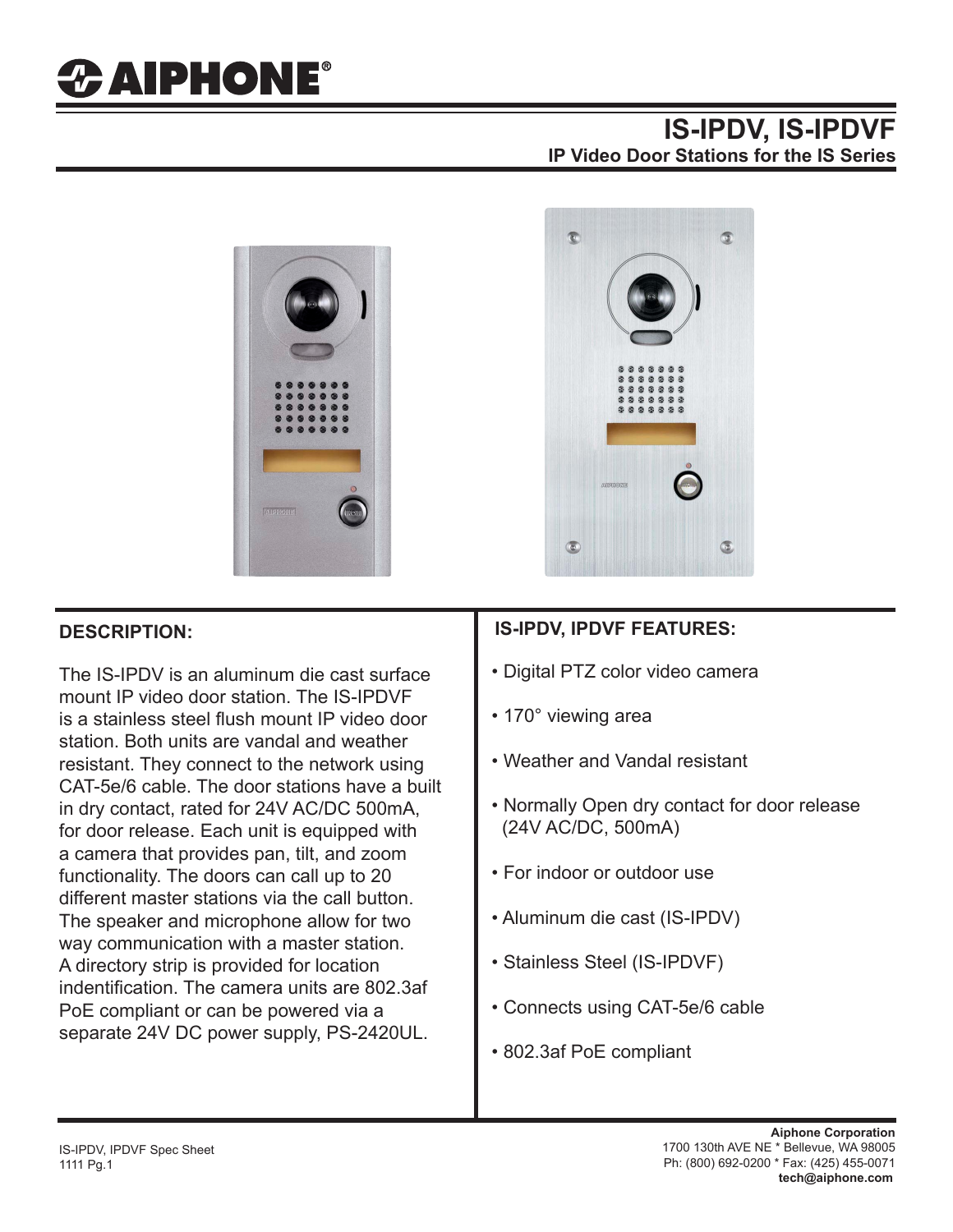# IS-IPDV, IS-IPDVF

## IP Video Door Stations for the IS Series

## DESCRIPTION:

The IS-IPDV is an aluminum die cast surface mount IP video door station. The IS-IPDVF is a stainless steel flush mount IP video door station. Both units are vandal and weather resistant. They connect to the network using CAT-5e/6 cable. The door stations have a built in dry contact, rated for 24V AC/DC 500mA, for door release. Each unit is equipped with a camera that provides pan, tilt, and zoom functionality. The doors can call up to 20 different master stations via the call button. The speaker and microphone allow for two way communication with a master station. A directory strip is provided for location indentification. The camera units are 802.3af PoE compliant or can be powered via a separate 24V DC power supply, PS-2420UL.

## IS-IPDV, IPDVF FEATURES:

- Digital PTZ color video camera
- 170° viewing area
- Weather and Vandal resistant
- Normally Open dry contact for door release (24V AC/DC, 500mA)
- For indoor or outdoor use
- Aluminum die cast (IS-IPDV)
- Stainless Steel (IS-IPDVF)
- Connects using CAT-5e/6 cable
- 802.3af PoE compliant

IS-IPDV, IPDVF Spec Sheet
1111 Pg.1

**Aiphone Corporation**
1700 130th AVE NE * Bellevue, WA 98005
Ph: (800) 692-0200 * Fax: (425) 455-0071
**tech@aiphone.com**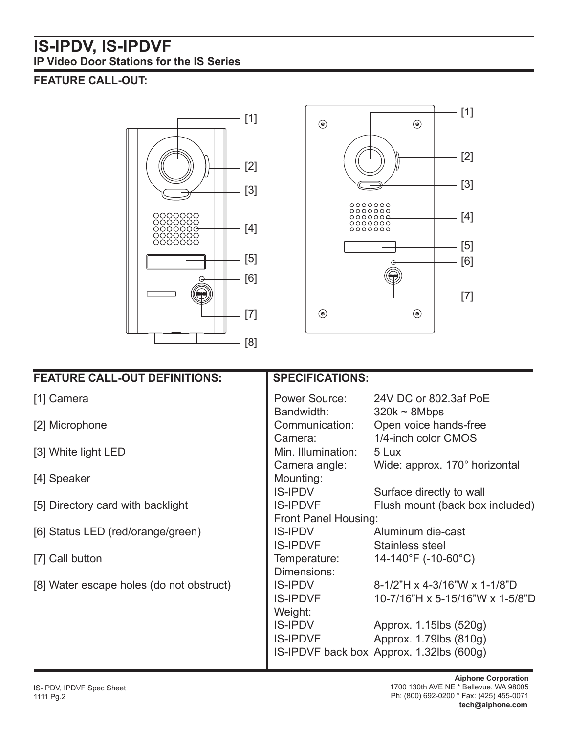# IS-IPDV, IS-IPDVF

**IP Video Door Stations for the IS Series**

## FEATURE CALL-OUT:

[1]
[2]
[3]
[4]
[5]
[6]
[7]
[8]

[1]
[2]
[3]
[4]
[5]
[6]
[7]

## FEATURE CALL-OUT DEFINITIONS:

[1] Camera

[2] Microphone

[3] White light LED

[4] Speaker

[5] Directory card with backlight

[6] Status LED (red/orange/green)

[7] Call button

[8] Water escape holes (do not obstruct)

## SPECIFICATIONS:

| | |
|---|---|
| Power Source: | 24V DC or 802.3af PoE |
| Bandwidth: | 320k ~ 8Mbps |
| Communication: | Open voice hands-free |
| Camera: | 1/4-inch color CMOS |
| Min. Illumination: | 5 Lux |
| Camera angle: | Wide: approx. 170° horizontal |
| Mounting: | |
| IS-IPDV | Surface directly to wall |
| IS-IPDVF | Flush mount (back box included) |
| Front Panel Housing: | |
| IS-IPDV | Aluminum die-cast |
| IS-IPDVF | Stainless steel |
| Temperature: | 14-140°F (-10-60°C) |
| Dimensions: | |
| IS-IPDV | 8-1/2"H x 4-3/16"W x 1-1/8"D |
| IS-IPDVF | 10-7/16"H x 5-15/16"W x 1-5/8"D |
| Weight: | |
| IS-IPDV | Approx. 1.15lbs (520g) |
| IS-IPDVF | Approx. 1.79lbs (810g) |
| IS-IPDVF back box | Approx. 1.32lbs (600g) |

IS-IPDV, IPDVF Spec Sheet
1111 Pg.2

**Aiphone Corporation**
1700 130th AVE NE * Bellevue, WA 98005
Ph: (800) 692-0200 * Fax: (425) 455-0071
**tech@aiphone.com**